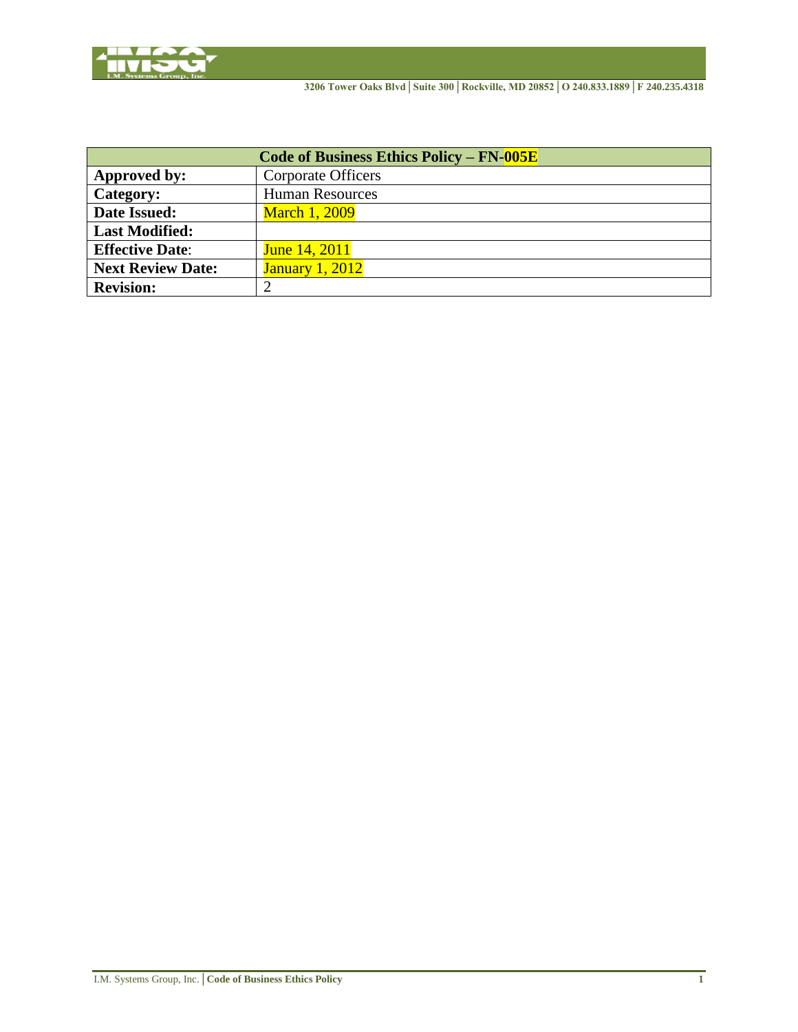| Code of Business Ethics Policy – FN-005E | |
|---|---|
| **Approved by:** | Corporate Officers |
| **Category:** | Human Resources |
| **Date Issued:** | March 1, 2009 |
| **Last Modified:** | |
| **Effective Date**: | June 14, 2011 |
| **Next Review Date:** | January 1, 2012 |
| **Revision:** | 2 |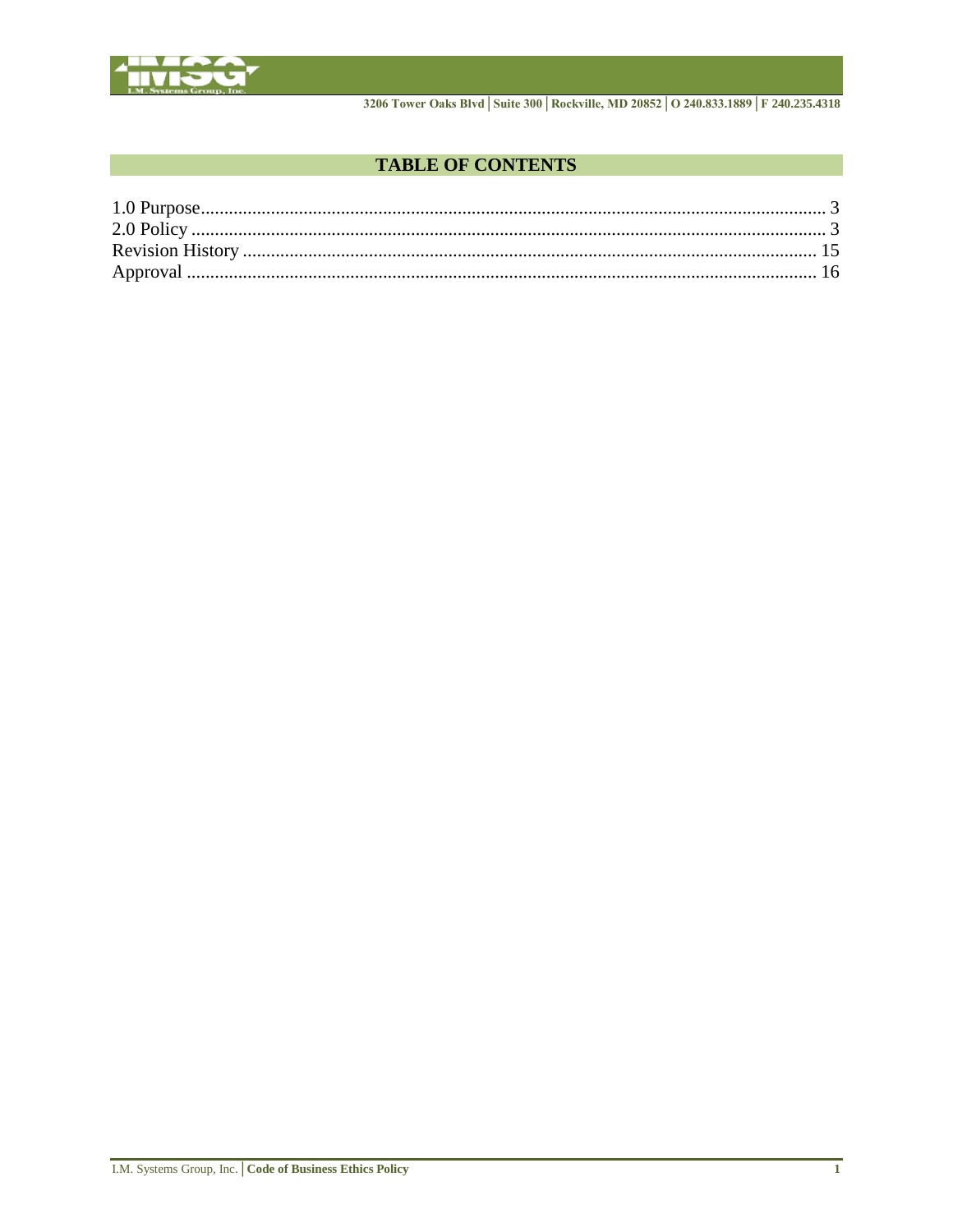## TABLE OF CONTENTS

1.0 Purpose .......... 3
2.0 Policy .......... 3
Revision History .......... 15
Approval .......... 16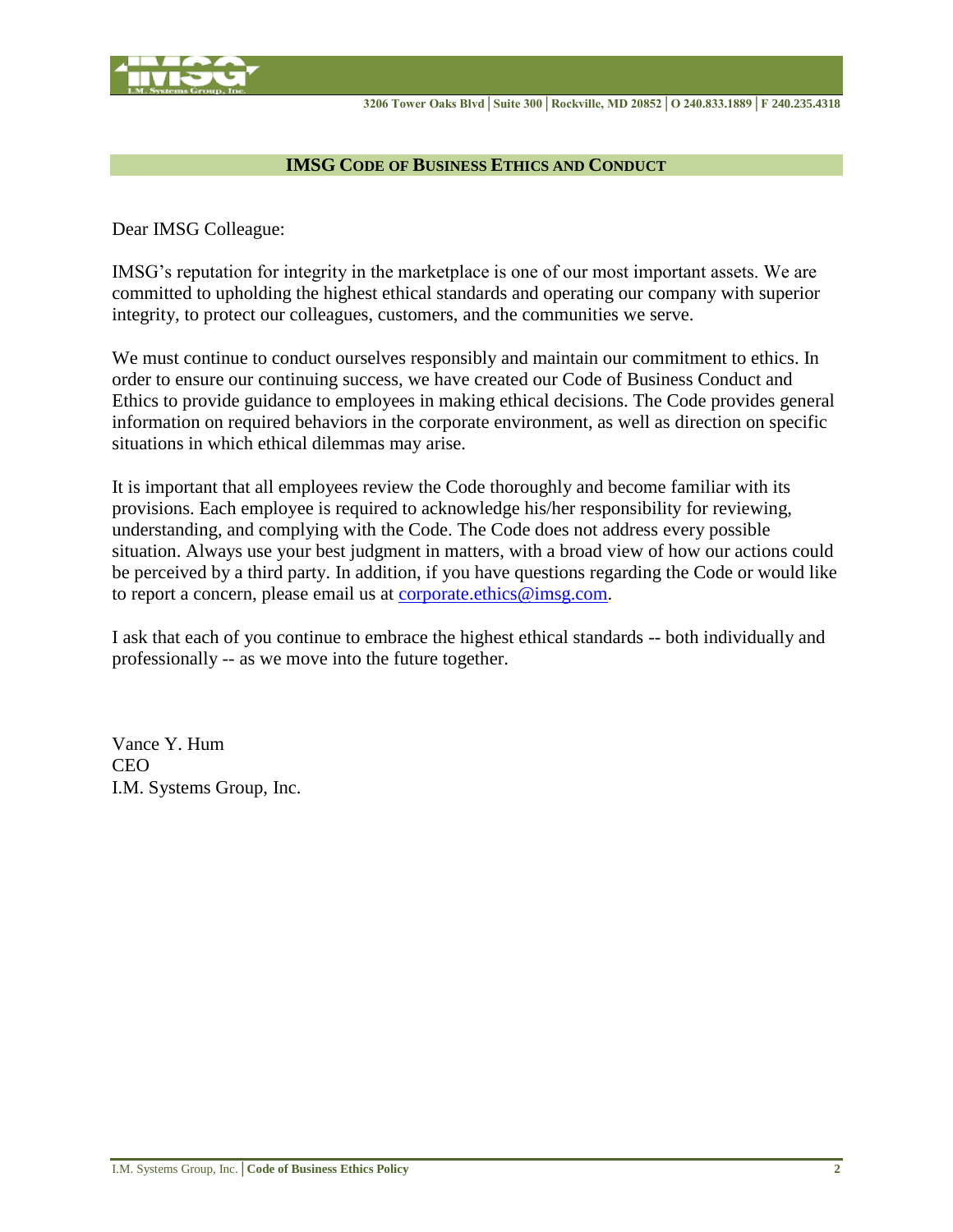## IMSG Code of Business Ethics and Conduct

Dear IMSG Colleague:

IMSG's reputation for integrity in the marketplace is one of our most important assets. We are committed to upholding the highest ethical standards and operating our company with superior integrity, to protect our colleagues, customers, and the communities we serve.

We must continue to conduct ourselves responsibly and maintain our commitment to ethics. In order to ensure our continuing success, we have created our Code of Business Conduct and Ethics to provide guidance to employees in making ethical decisions. The Code provides general information on required behaviors in the corporate environment, as well as direction on specific situations in which ethical dilemmas may arise.

It is important that all employees review the Code thoroughly and become familiar with its provisions. Each employee is required to acknowledge his/her responsibility for reviewing, understanding, and complying with the Code. The Code does not address every possible situation. Always use your best judgment in matters, with a broad view of how our actions could be perceived by a third party. In addition, if you have questions regarding the Code or would like to report a concern, please email us at corporate.ethics@imsg.com.

I ask that each of you continue to embrace the highest ethical standards -- both individually and professionally -- as we move into the future together.

Vance Y. Hum
CEO
I.M. Systems Group, Inc.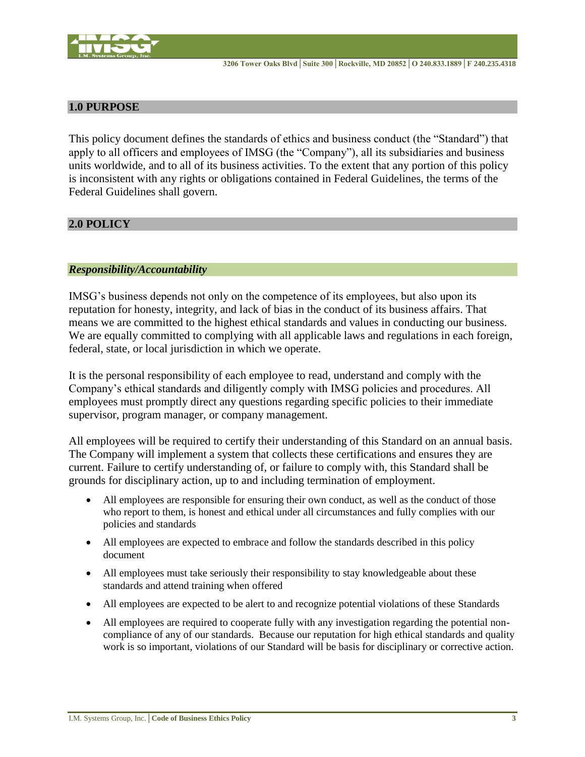## 1.0 PURPOSE

This policy document defines the standards of ethics and business conduct (the "Standard") that apply to all officers and employees of IMSG (the "Company"), all its subsidiaries and business units worldwide, and to all of its business activities. To the extent that any portion of this policy is inconsistent with any rights or obligations contained in Federal Guidelines, the terms of the Federal Guidelines shall govern.

## 2.0 POLICY

### *Responsibility/Accountability*

IMSG's business depends not only on the competence of its employees, but also upon its reputation for honesty, integrity, and lack of bias in the conduct of its business affairs. That means we are committed to the highest ethical standards and values in conducting our business. We are equally committed to complying with all applicable laws and regulations in each foreign, federal, state, or local jurisdiction in which we operate.

It is the personal responsibility of each employee to read, understand and comply with the Company's ethical standards and diligently comply with IMSG policies and procedures. All employees must promptly direct any questions regarding specific policies to their immediate supervisor, program manager, or company management.

All employees will be required to certify their understanding of this Standard on an annual basis. The Company will implement a system that collects these certifications and ensures they are current. Failure to certify understanding of, or failure to comply with, this Standard shall be grounds for disciplinary action, up to and including termination of employment.

- All employees are responsible for ensuring their own conduct, as well as the conduct of those who report to them, is honest and ethical under all circumstances and fully complies with our policies and standards
- All employees are expected to embrace and follow the standards described in this policy document
- All employees must take seriously their responsibility to stay knowledgeable about these standards and attend training when offered
- All employees are expected to be alert to and recognize potential violations of these Standards
- All employees are required to cooperate fully with any investigation regarding the potential non-compliance of any of our standards. Because our reputation for high ethical standards and quality work is so important, violations of our Standard will be basis for disciplinary or corrective action.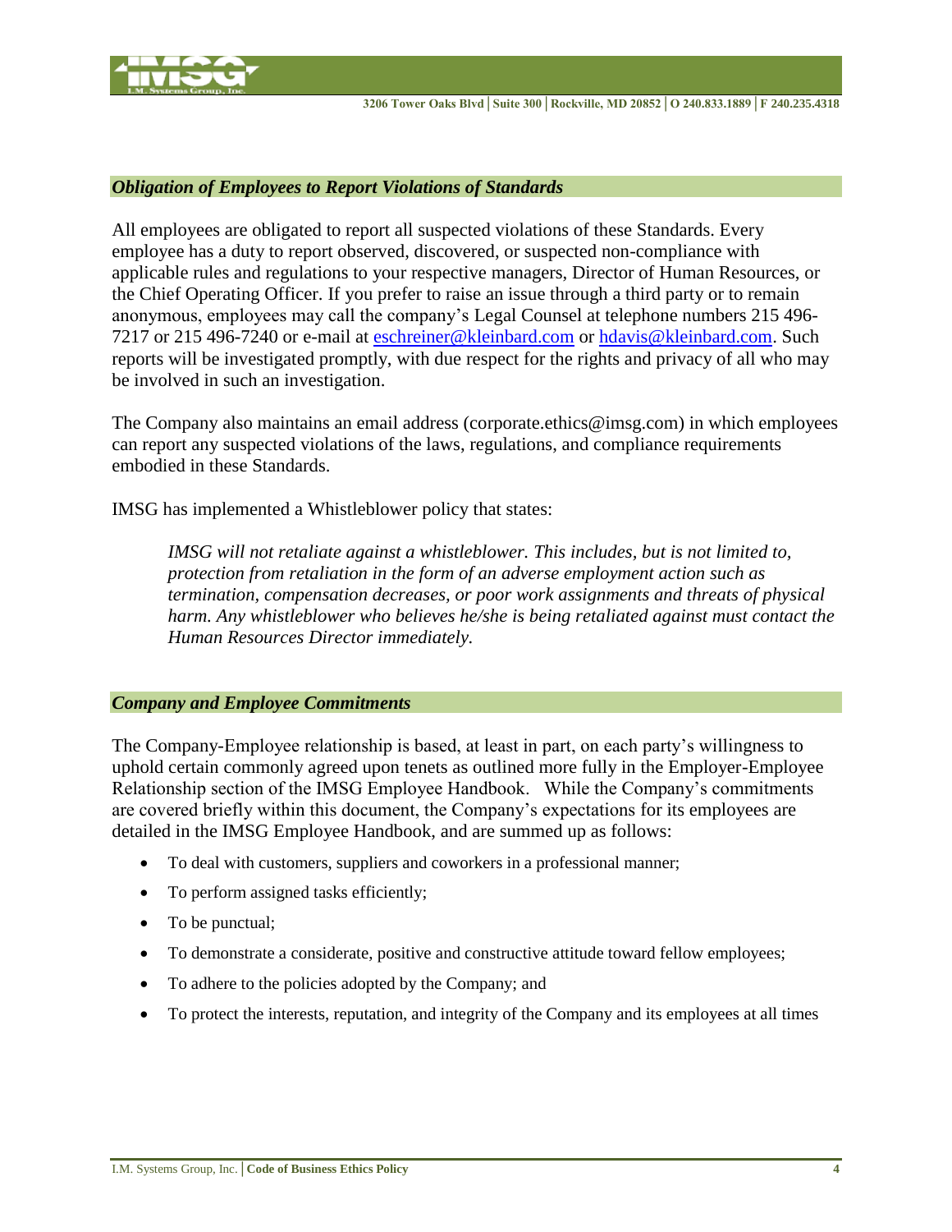### *Obligation of Employees to Report Violations of Standards*

All employees are obligated to report all suspected violations of these Standards. Every employee has a duty to report observed, discovered, or suspected non-compliance with applicable rules and regulations to your respective managers, Director of Human Resources, or the Chief Operating Officer. If you prefer to raise an issue through a third party or to remain anonymous, employees may call the company's Legal Counsel at telephone numbers 215 496-7217 or 215 496-7240 or e-mail at eschreiner@kleinbard.com or hdavis@kleinbard.com. Such reports will be investigated promptly, with due respect for the rights and privacy of all who may be involved in such an investigation.

The Company also maintains an email address (corporate.ethics@imsg.com) in which employees can report any suspected violations of the laws, regulations, and compliance requirements embodied in these Standards.

IMSG has implemented a Whistleblower policy that states:

> *IMSG will not retaliate against a whistleblower. This includes, but is not limited to, protection from retaliation in the form of an adverse employment action such as termination, compensation decreases, or poor work assignments and threats of physical harm. Any whistleblower who believes he/she is being retaliated against must contact the Human Resources Director immediately.*

### *Company and Employee Commitments*

The Company-Employee relationship is based, at least in part, on each party's willingness to uphold certain commonly agreed upon tenets as outlined more fully in the Employer-Employee Relationship section of the IMSG Employee Handbook. While the Company's commitments are covered briefly within this document, the Company's expectations for its employees are detailed in the IMSG Employee Handbook, and are summed up as follows:

- To deal with customers, suppliers and coworkers in a professional manner;
- To perform assigned tasks efficiently;
- To be punctual;
- To demonstrate a considerate, positive and constructive attitude toward fellow employees;
- To adhere to the policies adopted by the Company; and
- To protect the interests, reputation, and integrity of the Company and its employees at all times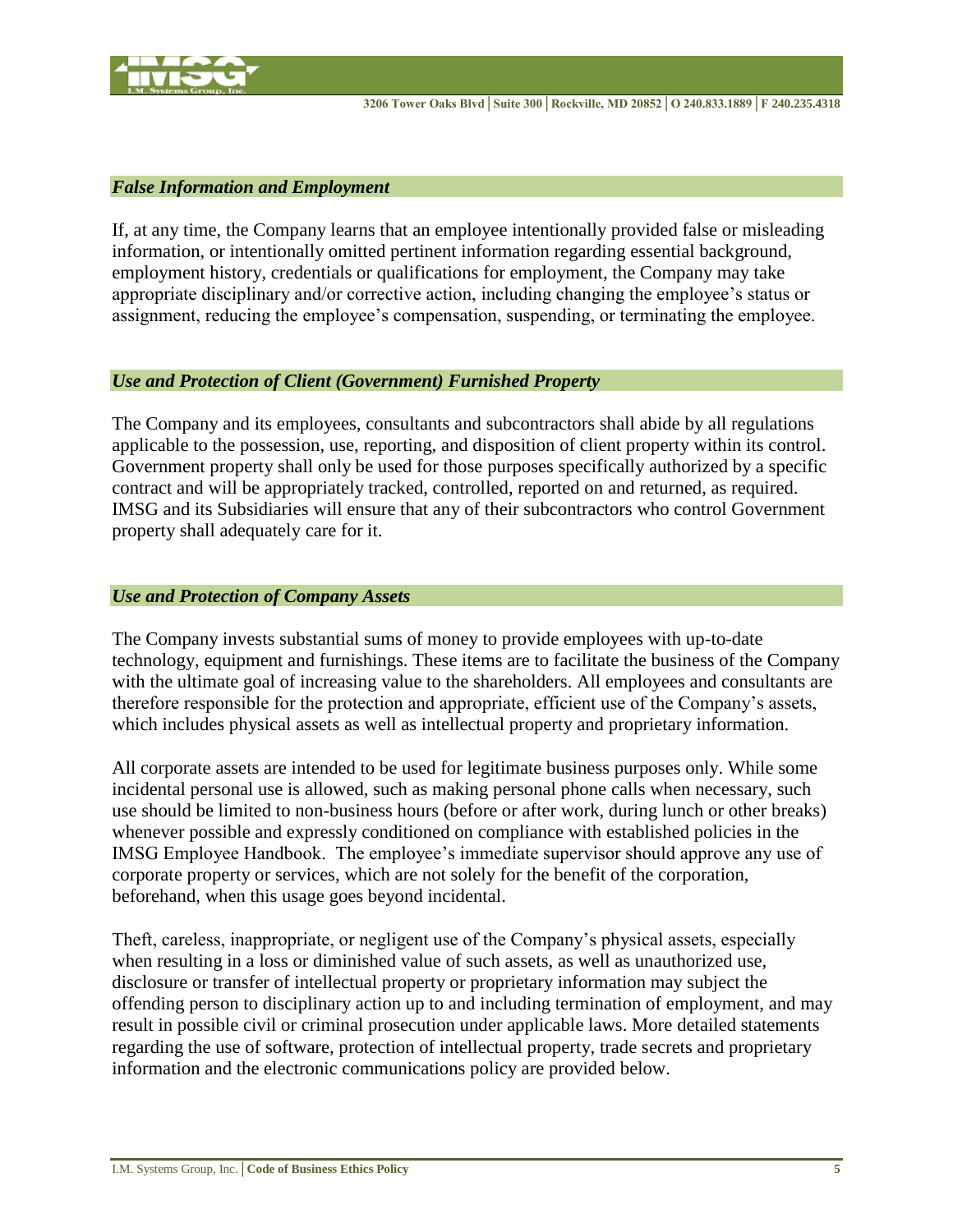### *False Information and Employment*

If, at any time, the Company learns that an employee intentionally provided false or misleading information, or intentionally omitted pertinent information regarding essential background, employment history, credentials or qualifications for employment, the Company may take appropriate disciplinary and/or corrective action, including changing the employee's status or assignment, reducing the employee's compensation, suspending, or terminating the employee.

### *Use and Protection of Client (Government) Furnished Property*

The Company and its employees, consultants and subcontractors shall abide by all regulations applicable to the possession, use, reporting, and disposition of client property within its control. Government property shall only be used for those purposes specifically authorized by a specific contract and will be appropriately tracked, controlled, reported on and returned, as required. IMSG and its Subsidiaries will ensure that any of their subcontractors who control Government property shall adequately care for it.

### *Use and Protection of Company Assets*

The Company invests substantial sums of money to provide employees with up-to-date technology, equipment and furnishings. These items are to facilitate the business of the Company with the ultimate goal of increasing value to the shareholders. All employees and consultants are therefore responsible for the protection and appropriate, efficient use of the Company's assets, which includes physical assets as well as intellectual property and proprietary information.

All corporate assets are intended to be used for legitimate business purposes only. While some incidental personal use is allowed, such as making personal phone calls when necessary, such use should be limited to non-business hours (before or after work, during lunch or other breaks) whenever possible and expressly conditioned on compliance with established policies in the IMSG Employee Handbook. The employee's immediate supervisor should approve any use of corporate property or services, which are not solely for the benefit of the corporation, beforehand, when this usage goes beyond incidental.

Theft, careless, inappropriate, or negligent use of the Company's physical assets, especially when resulting in a loss or diminished value of such assets, as well as unauthorized use, disclosure or transfer of intellectual property or proprietary information may subject the offending person to disciplinary action up to and including termination of employment, and may result in possible civil or criminal prosecution under applicable laws. More detailed statements regarding the use of software, protection of intellectual property, trade secrets and proprietary information and the electronic communications policy are provided below.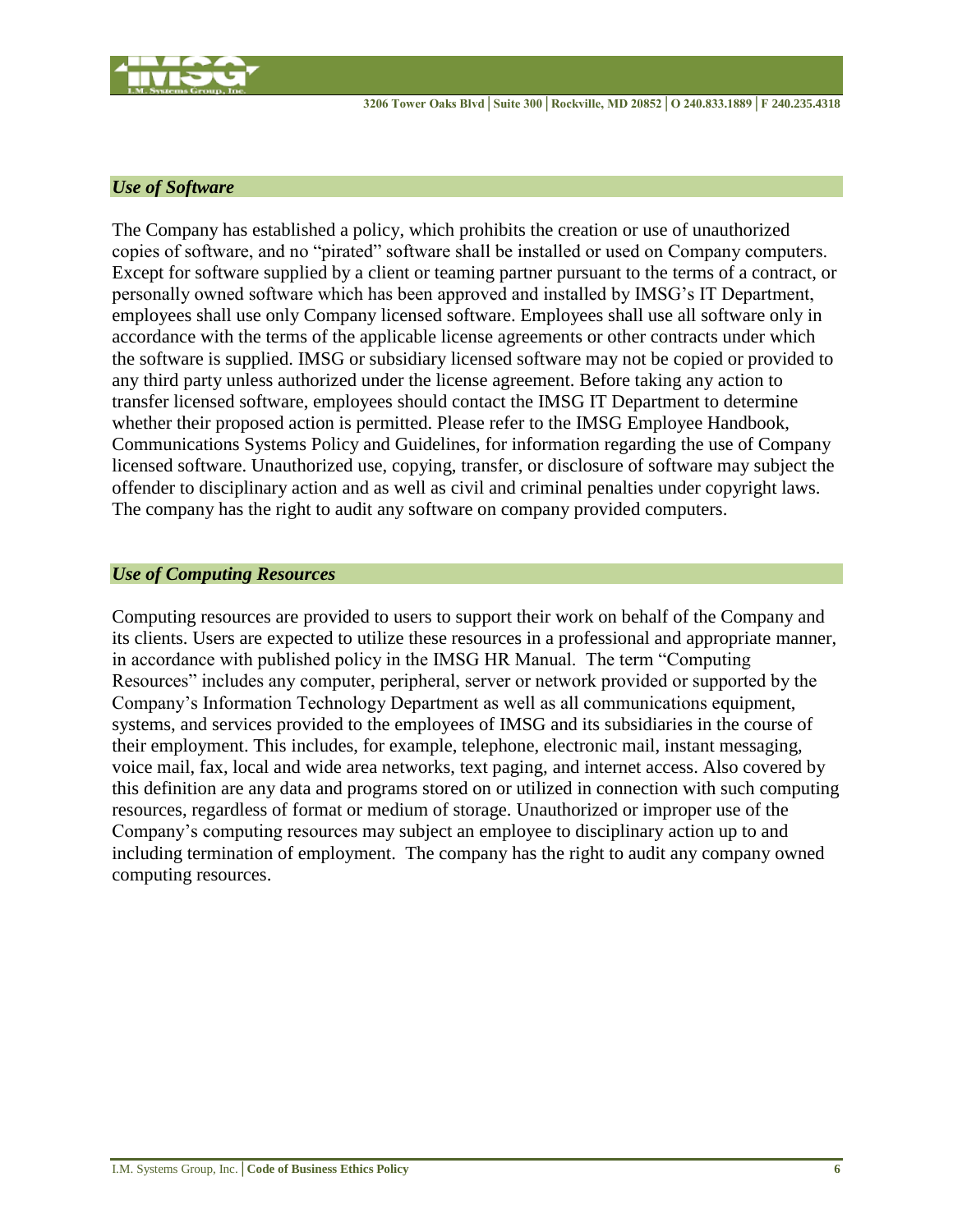### *Use of Software*

The Company has established a policy, which prohibits the creation or use of unauthorized copies of software, and no "pirated" software shall be installed or used on Company computers. Except for software supplied by a client or teaming partner pursuant to the terms of a contract, or personally owned software which has been approved and installed by IMSG's IT Department, employees shall use only Company licensed software. Employees shall use all software only in accordance with the terms of the applicable license agreements or other contracts under which the software is supplied. IMSG or subsidiary licensed software may not be copied or provided to any third party unless authorized under the license agreement. Before taking any action to transfer licensed software, employees should contact the IMSG IT Department to determine whether their proposed action is permitted. Please refer to the IMSG Employee Handbook, Communications Systems Policy and Guidelines, for information regarding the use of Company licensed software. Unauthorized use, copying, transfer, or disclosure of software may subject the offender to disciplinary action and as well as civil and criminal penalties under copyright laws. The company has the right to audit any software on company provided computers.

### *Use of Computing Resources*

Computing resources are provided to users to support their work on behalf of the Company and its clients. Users are expected to utilize these resources in a professional and appropriate manner, in accordance with published policy in the IMSG HR Manual. The term "Computing Resources" includes any computer, peripheral, server or network provided or supported by the Company's Information Technology Department as well as all communications equipment, systems, and services provided to the employees of IMSG and its subsidiaries in the course of their employment. This includes, for example, telephone, electronic mail, instant messaging, voice mail, fax, local and wide area networks, text paging, and internet access. Also covered by this definition are any data and programs stored on or utilized in connection with such computing resources, regardless of format or medium of storage. Unauthorized or improper use of the Company's computing resources may subject an employee to disciplinary action up to and including termination of employment. The company has the right to audit any company owned computing resources.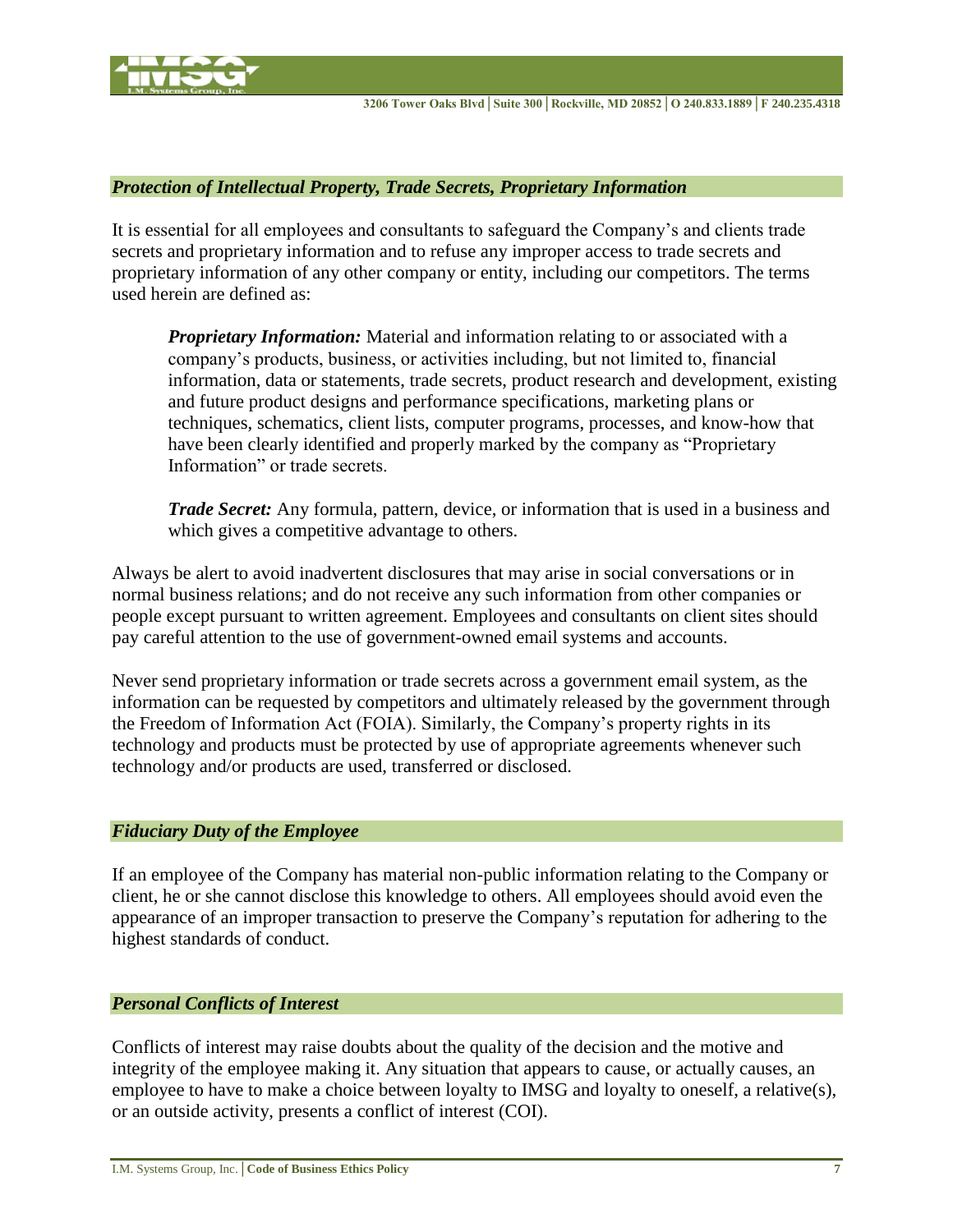### *Protection of Intellectual Property, Trade Secrets, Proprietary Information*

It is essential for all employees and consultants to safeguard the Company's and clients trade secrets and proprietary information and to refuse any improper access to trade secrets and proprietary information of any other company or entity, including our competitors. The terms used herein are defined as:

> ***Proprietary Information:*** Material and information relating to or associated with a company's products, business, or activities including, but not limited to, financial information, data or statements, trade secrets, product research and development, existing and future product designs and performance specifications, marketing plans or techniques, schematics, client lists, computer programs, processes, and know-how that have been clearly identified and properly marked by the company as "Proprietary Information" or trade secrets.
>
> ***Trade Secret:*** Any formula, pattern, device, or information that is used in a business and which gives a competitive advantage to others.

Always be alert to avoid inadvertent disclosures that may arise in social conversations or in normal business relations; and do not receive any such information from other companies or people except pursuant to written agreement. Employees and consultants on client sites should pay careful attention to the use of government-owned email systems and accounts.

Never send proprietary information or trade secrets across a government email system, as the information can be requested by competitors and ultimately released by the government through the Freedom of Information Act (FOIA). Similarly, the Company's property rights in its technology and products must be protected by use of appropriate agreements whenever such technology and/or products are used, transferred or disclosed.

### *Fiduciary Duty of the Employee*

If an employee of the Company has material non-public information relating to the Company or client, he or she cannot disclose this knowledge to others. All employees should avoid even the appearance of an improper transaction to preserve the Company's reputation for adhering to the highest standards of conduct.

### *Personal Conflicts of Interest*

Conflicts of interest may raise doubts about the quality of the decision and the motive and integrity of the employee making it. Any situation that appears to cause, or actually causes, an employee to have to make a choice between loyalty to IMSG and loyalty to oneself, a relative(s), or an outside activity, presents a conflict of interest (COI).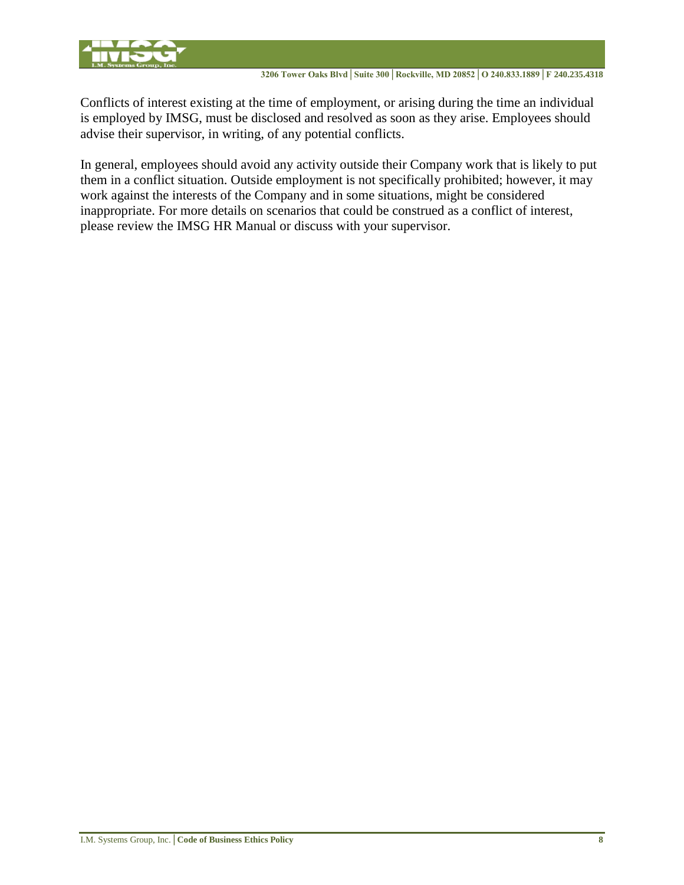Conflicts of interest existing at the time of employment, or arising during the time an individual is employed by IMSG, must be disclosed and resolved as soon as they arise. Employees should advise their supervisor, in writing, of any potential conflicts.

In general, employees should avoid any activity outside their Company work that is likely to put them in a conflict situation. Outside employment is not specifically prohibited; however, it may work against the interests of the Company and in some situations, might be considered inappropriate. For more details on scenarios that could be construed as a conflict of interest, please review the IMSG HR Manual or discuss with your supervisor.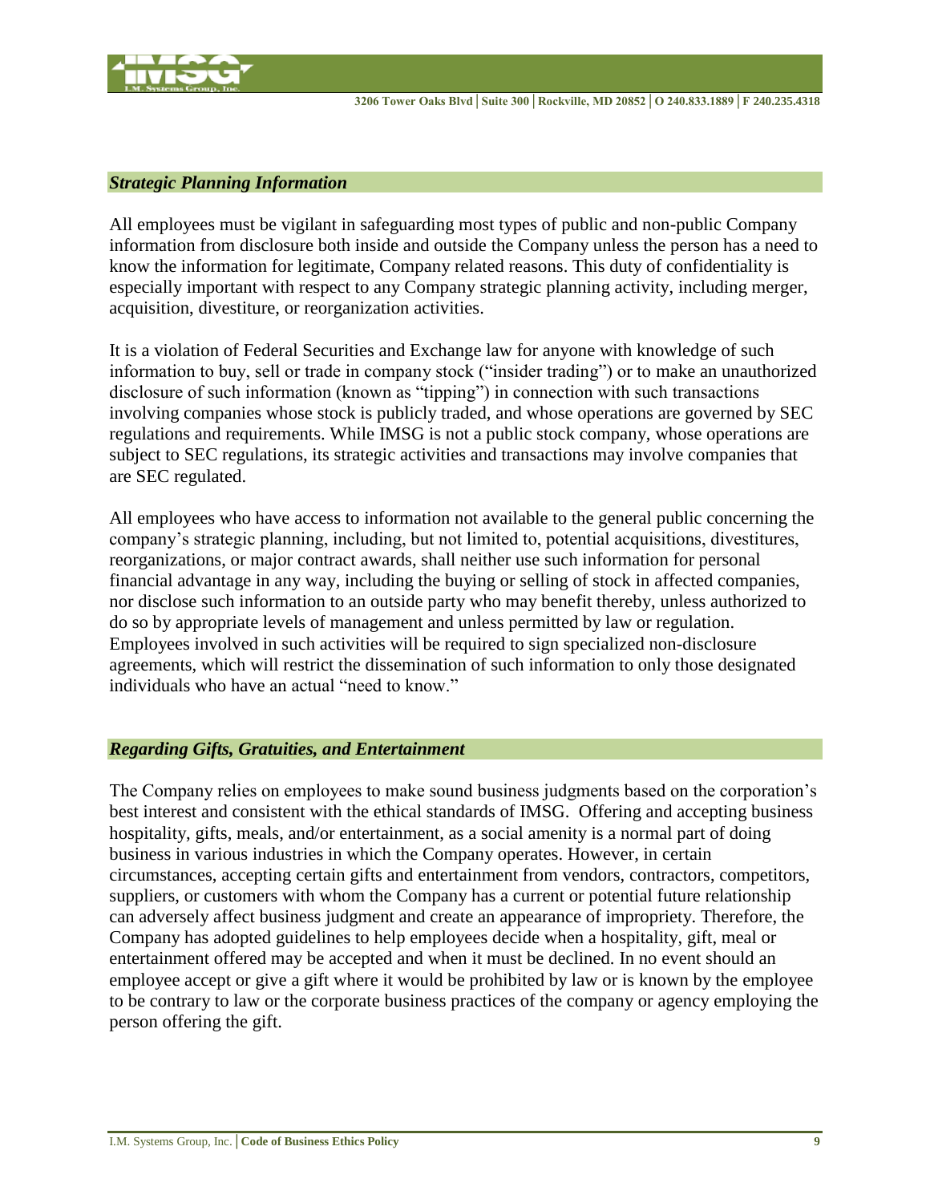### *Strategic Planning Information*

All employees must be vigilant in safeguarding most types of public and non-public Company information from disclosure both inside and outside the Company unless the person has a need to know the information for legitimate, Company related reasons. This duty of confidentiality is especially important with respect to any Company strategic planning activity, including merger, acquisition, divestiture, or reorganization activities.

It is a violation of Federal Securities and Exchange law for anyone with knowledge of such information to buy, sell or trade in company stock ("insider trading") or to make an unauthorized disclosure of such information (known as "tipping") in connection with such transactions involving companies whose stock is publicly traded, and whose operations are governed by SEC regulations and requirements. While IMSG is not a public stock company, whose operations are subject to SEC regulations, its strategic activities and transactions may involve companies that are SEC regulated.

All employees who have access to information not available to the general public concerning the company's strategic planning, including, but not limited to, potential acquisitions, divestitures, reorganizations, or major contract awards, shall neither use such information for personal financial advantage in any way, including the buying or selling of stock in affected companies, nor disclose such information to an outside party who may benefit thereby, unless authorized to do so by appropriate levels of management and unless permitted by law or regulation. Employees involved in such activities will be required to sign specialized non-disclosure agreements, which will restrict the dissemination of such information to only those designated individuals who have an actual "need to know."

### *Regarding Gifts, Gratuities, and Entertainment*

The Company relies on employees to make sound business judgments based on the corporation's best interest and consistent with the ethical standards of IMSG. Offering and accepting business hospitality, gifts, meals, and/or entertainment, as a social amenity is a normal part of doing business in various industries in which the Company operates. However, in certain circumstances, accepting certain gifts and entertainment from vendors, contractors, competitors, suppliers, or customers with whom the Company has a current or potential future relationship can adversely affect business judgment and create an appearance of impropriety. Therefore, the Company has adopted guidelines to help employees decide when a hospitality, gift, meal or entertainment offered may be accepted and when it must be declined. In no event should an employee accept or give a gift where it would be prohibited by law or is known by the employee to be contrary to law or the corporate business practices of the company or agency employing the person offering the gift.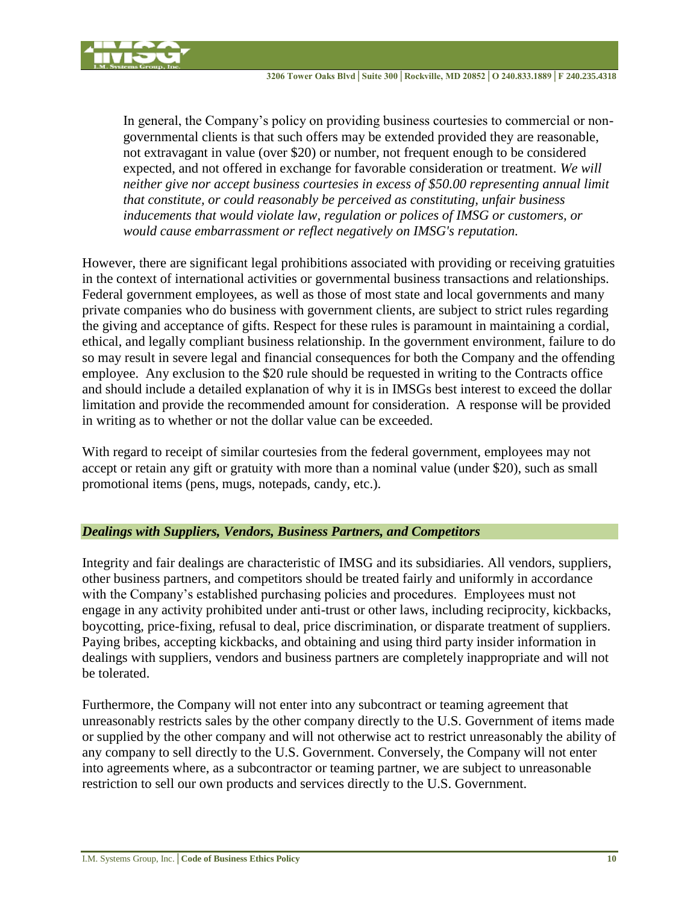In general, the Company's policy on providing business courtesies to commercial or non-governmental clients is that such offers may be extended provided they are reasonable, not extravagant in value (over $20) or number, not frequent enough to be considered expected, and not offered in exchange for favorable consideration or treatment. *We will neither give nor accept business courtesies in excess of $50.00 representing annual limit that constitute, or could reasonably be perceived as constituting, unfair business inducements that would violate law, regulation or polices of IMSG or customers, or would cause embarrassment or reflect negatively on IMSG's reputation.*

However, there are significant legal prohibitions associated with providing or receiving gratuities in the context of international activities or governmental business transactions and relationships. Federal government employees, as well as those of most state and local governments and many private companies who do business with government clients, are subject to strict rules regarding the giving and acceptance of gifts. Respect for these rules is paramount in maintaining a cordial, ethical, and legally compliant business relationship. In the government environment, failure to do so may result in severe legal and financial consequences for both the Company and the offending employee. Any exclusion to the $20 rule should be requested in writing to the Contracts office and should include a detailed explanation of why it is in IMSGs best interest to exceed the dollar limitation and provide the recommended amount for consideration. A response will be provided in writing as to whether or not the dollar value can be exceeded.

With regard to receipt of similar courtesies from the federal government, employees may not accept or retain any gift or gratuity with more than a nominal value (under $20), such as small promotional items (pens, mugs, notepads, candy, etc.).

### *Dealings with Suppliers, Vendors, Business Partners, and Competitors*

Integrity and fair dealings are characteristic of IMSG and its subsidiaries. All vendors, suppliers, other business partners, and competitors should be treated fairly and uniformly in accordance with the Company's established purchasing policies and procedures. Employees must not engage in any activity prohibited under anti-trust or other laws, including reciprocity, kickbacks, boycotting, price-fixing, refusal to deal, price discrimination, or disparate treatment of suppliers. Paying bribes, accepting kickbacks, and obtaining and using third party insider information in dealings with suppliers, vendors and business partners are completely inappropriate and will not be tolerated.

Furthermore, the Company will not enter into any subcontract or teaming agreement that unreasonably restricts sales by the other company directly to the U.S. Government of items made or supplied by the other company and will not otherwise act to restrict unreasonably the ability of any company to sell directly to the U.S. Government. Conversely, the Company will not enter into agreements where, as a subcontractor or teaming partner, we are subject to unreasonable restriction to sell our own products and services directly to the U.S. Government.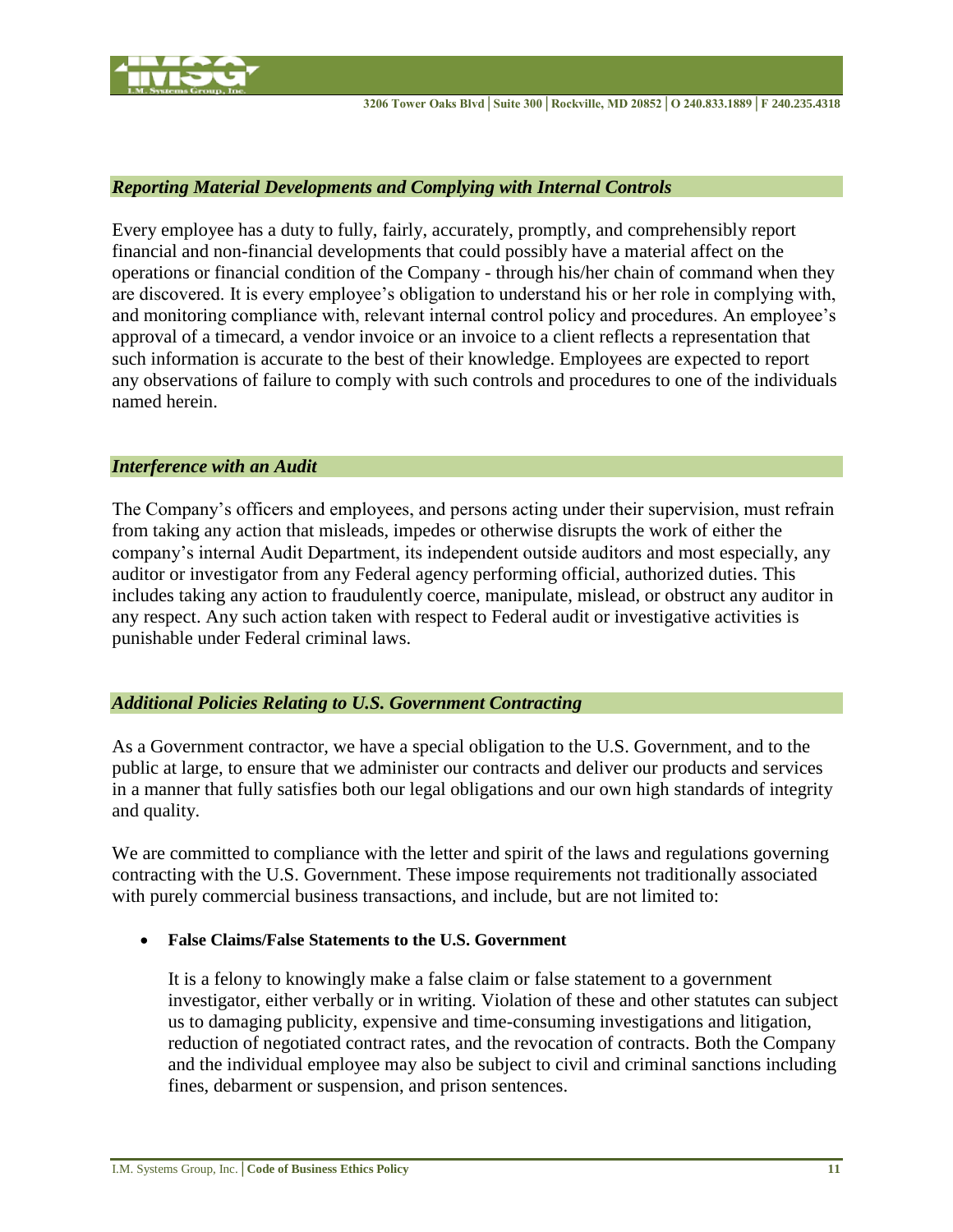### *Reporting Material Developments and Complying with Internal Controls*

Every employee has a duty to fully, fairly, accurately, promptly, and comprehensibly report financial and non-financial developments that could possibly have a material affect on the operations or financial condition of the Company - through his/her chain of command when they are discovered. It is every employee's obligation to understand his or her role in complying with, and monitoring compliance with, relevant internal control policy and procedures. An employee's approval of a timecard, a vendor invoice or an invoice to a client reflects a representation that such information is accurate to the best of their knowledge. Employees are expected to report any observations of failure to comply with such controls and procedures to one of the individuals named herein.

### *Interference with an Audit*

The Company's officers and employees, and persons acting under their supervision, must refrain from taking any action that misleads, impedes or otherwise disrupts the work of either the company's internal Audit Department, its independent outside auditors and most especially, any auditor or investigator from any Federal agency performing official, authorized duties. This includes taking any action to fraudulently coerce, manipulate, mislead, or obstruct any auditor in any respect. Any such action taken with respect to Federal audit or investigative activities is punishable under Federal criminal laws.

### *Additional Policies Relating to U.S. Government Contracting*

As a Government contractor, we have a special obligation to the U.S. Government, and to the public at large, to ensure that we administer our contracts and deliver our products and services in a manner that fully satisfies both our legal obligations and our own high standards of integrity and quality.

We are committed to compliance with the letter and spirit of the laws and regulations governing contracting with the U.S. Government. These impose requirements not traditionally associated with purely commercial business transactions, and include, but are not limited to:

- **False Claims/False Statements to the U.S. Government**

  It is a felony to knowingly make a false claim or false statement to a government investigator, either verbally or in writing. Violation of these and other statutes can subject us to damaging publicity, expensive and time-consuming investigations and litigation, reduction of negotiated contract rates, and the revocation of contracts. Both the Company and the individual employee may also be subject to civil and criminal sanctions including fines, debarment or suspension, and prison sentences.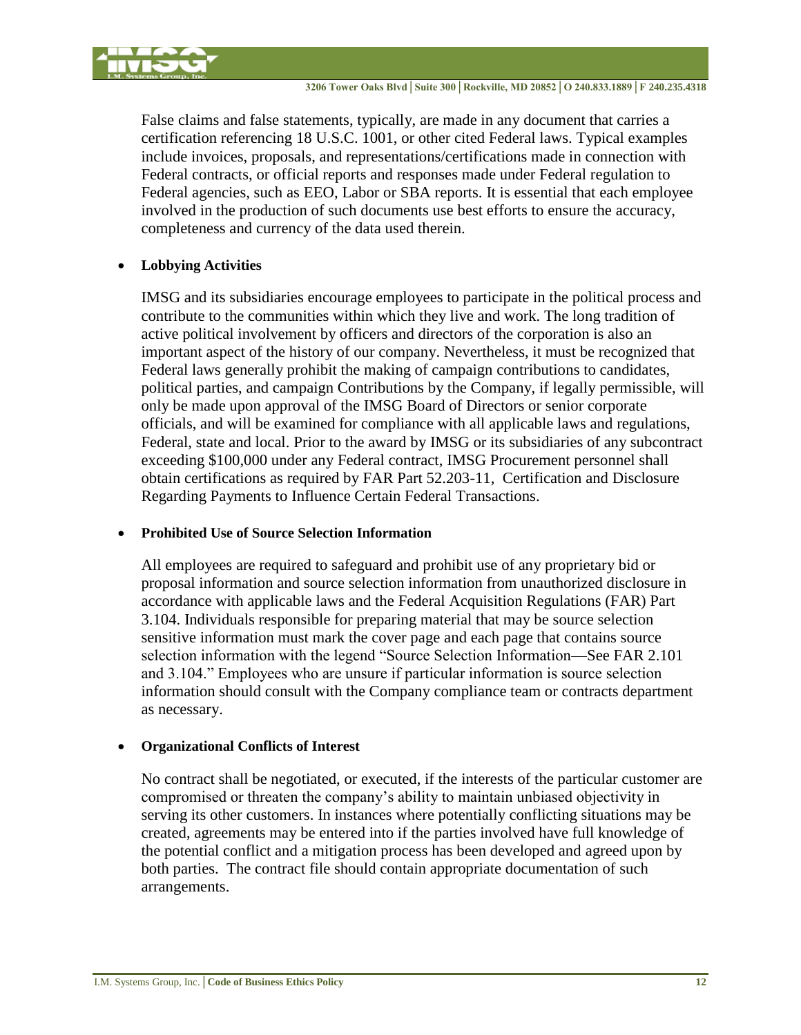False claims and false statements, typically, are made in any document that carries a certification referencing 18 U.S.C. 1001, or other cited Federal laws. Typical examples include invoices, proposals, and representations/certifications made in connection with Federal contracts, or official reports and responses made under Federal regulation to Federal agencies, such as EEO, Labor or SBA reports. It is essential that each employee involved in the production of such documents use best efforts to ensure the accuracy, completeness and currency of the data used therein.

- **Lobbying Activities**

  IMSG and its subsidiaries encourage employees to participate in the political process and contribute to the communities within which they live and work. The long tradition of active political involvement by officers and directors of the corporation is also an important aspect of the history of our company. Nevertheless, it must be recognized that Federal laws generally prohibit the making of campaign contributions to candidates, political parties, and campaign Contributions by the Company, if legally permissible, will only be made upon approval of the IMSG Board of Directors or senior corporate officials, and will be examined for compliance with all applicable laws and regulations, Federal, state and local. Prior to the award by IMSG or its subsidiaries of any subcontract exceeding $100,000 under any Federal contract, IMSG Procurement personnel shall obtain certifications as required by FAR Part 52.203-11, Certification and Disclosure Regarding Payments to Influence Certain Federal Transactions.

- **Prohibited Use of Source Selection Information**

  All employees are required to safeguard and prohibit use of any proprietary bid or proposal information and source selection information from unauthorized disclosure in accordance with applicable laws and the Federal Acquisition Regulations (FAR) Part 3.104. Individuals responsible for preparing material that may be source selection sensitive information must mark the cover page and each page that contains source selection information with the legend "Source Selection Information—See FAR 2.101 and 3.104." Employees who are unsure if particular information is source selection information should consult with the Company compliance team or contracts department as necessary.

- **Organizational Conflicts of Interest**

  No contract shall be negotiated, or executed, if the interests of the particular customer are compromised or threaten the company's ability to maintain unbiased objectivity in serving its other customers. In instances where potentially conflicting situations may be created, agreements may be entered into if the parties involved have full knowledge of the potential conflict and a mitigation process has been developed and agreed upon by both parties. The contract file should contain appropriate documentation of such arrangements.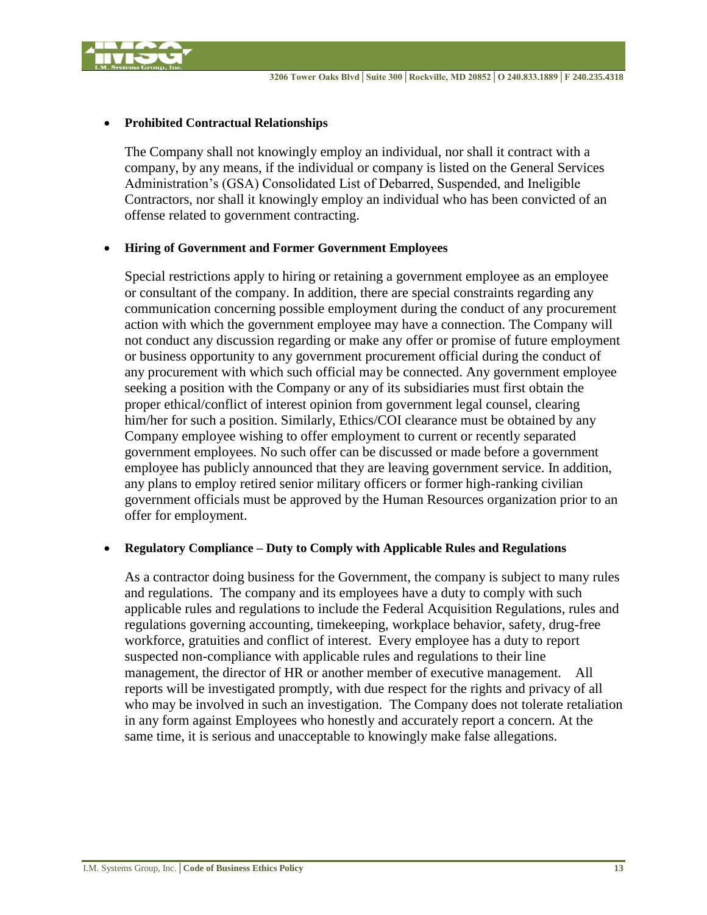- **Prohibited Contractual Relationships**

  The Company shall not knowingly employ an individual, nor shall it contract with a company, by any means, if the individual or company is listed on the General Services Administration's (GSA) Consolidated List of Debarred, Suspended, and Ineligible Contractors, nor shall it knowingly employ an individual who has been convicted of an offense related to government contracting.

- **Hiring of Government and Former Government Employees**

  Special restrictions apply to hiring or retaining a government employee as an employee or consultant of the company. In addition, there are special constraints regarding any communication concerning possible employment during the conduct of any procurement action with which the government employee may have a connection. The Company will not conduct any discussion regarding or make any offer or promise of future employment or business opportunity to any government procurement official during the conduct of any procurement with which such official may be connected. Any government employee seeking a position with the Company or any of its subsidiaries must first obtain the proper ethical/conflict of interest opinion from government legal counsel, clearing him/her for such a position. Similarly, Ethics/COI clearance must be obtained by any Company employee wishing to offer employment to current or recently separated government employees. No such offer can be discussed or made before a government employee has publicly announced that they are leaving government service. In addition, any plans to employ retired senior military officers or former high-ranking civilian government officials must be approved by the Human Resources organization prior to an offer for employment.

- **Regulatory Compliance – Duty to Comply with Applicable Rules and Regulations**

  As a contractor doing business for the Government, the company is subject to many rules and regulations. The company and its employees have a duty to comply with such applicable rules and regulations to include the Federal Acquisition Regulations, rules and regulations governing accounting, timekeeping, workplace behavior, safety, drug-free workforce, gratuities and conflict of interest. Every employee has a duty to report suspected non-compliance with applicable rules and regulations to their line management, the director of HR or another member of executive management. All reports will be investigated promptly, with due respect for the rights and privacy of all who may be involved in such an investigation. The Company does not tolerate retaliation in any form against Employees who honestly and accurately report a concern. At the same time, it is serious and unacceptable to knowingly make false allegations.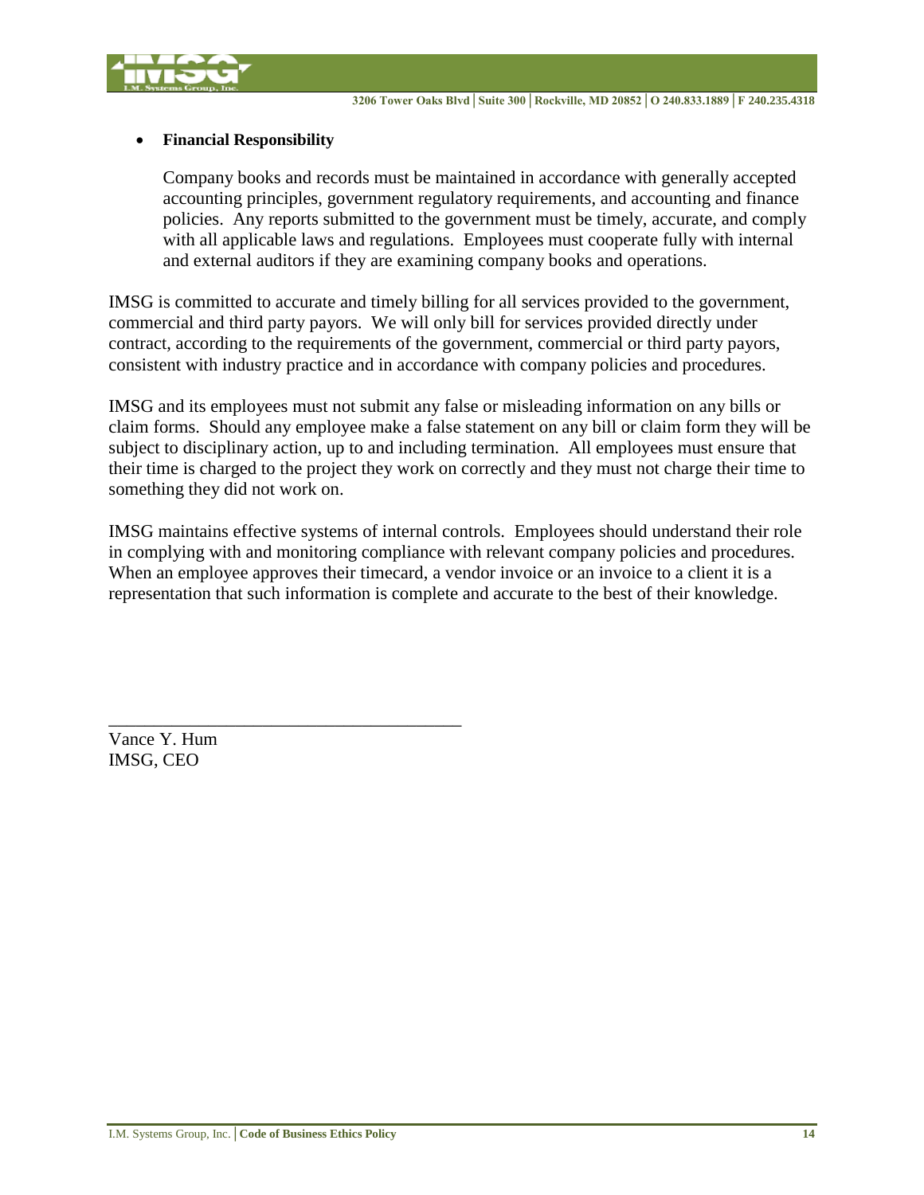- **Financial Responsibility**

  Company books and records must be maintained in accordance with generally accepted accounting principles, government regulatory requirements, and accounting and finance policies. Any reports submitted to the government must be timely, accurate, and comply with all applicable laws and regulations. Employees must cooperate fully with internal and external auditors if they are examining company books and operations.

IMSG is committed to accurate and timely billing for all services provided to the government, commercial and third party payors. We will only bill for services provided directly under contract, according to the requirements of the government, commercial or third party payors, consistent with industry practice and in accordance with company policies and procedures.

IMSG and its employees must not submit any false or misleading information on any bills or claim forms. Should any employee make a false statement on any bill or claim form they will be subject to disciplinary action, up to and including termination. All employees must ensure that their time is charged to the project they work on correctly and they must not charge their time to something they did not work on.

IMSG maintains effective systems of internal controls. Employees should understand their role in complying with and monitoring compliance with relevant company policies and procedures. When an employee approves their timecard, a vendor invoice or an invoice to a client it is a representation that such information is complete and accurate to the best of their knowledge.

\_\_\_\_\_\_\_\_\_\_\_\_\_\_\_\_\_\_\_\_\_\_\_\_\_\_\_\_\_\_\_\_\_\_\_\_\_\_\_\_

Vance Y. Hum
IMSG, CEO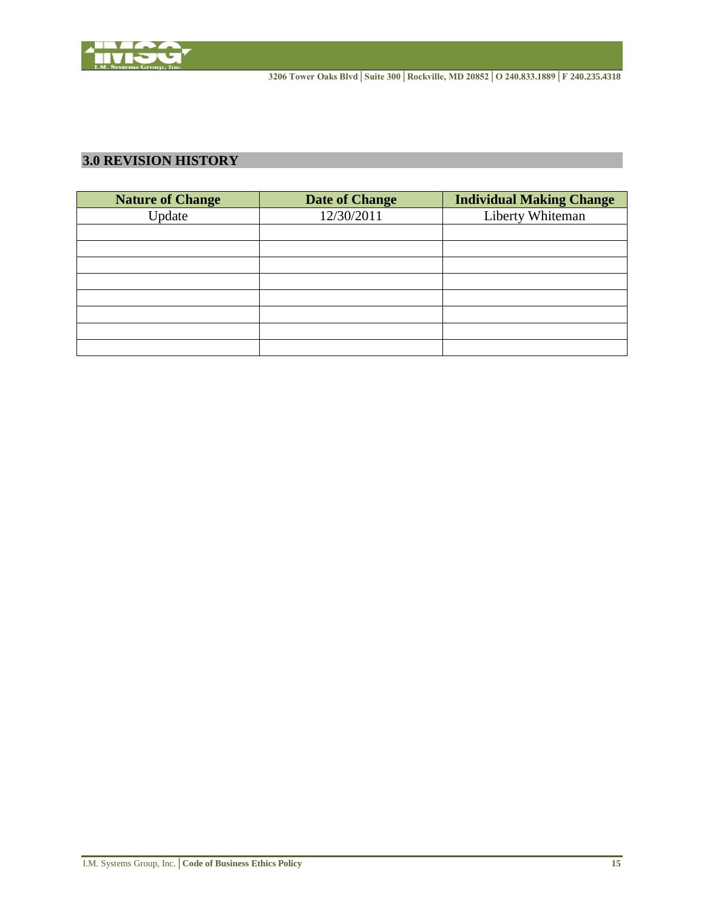## 3.0 REVISION HISTORY

| Nature of Change | Date of Change | Individual Making Change |
|---|---|---|
| Update | 12/30/2011 | Liberty Whiteman |
| | | |
| | | |
| | | |
| | | |
| | | |
| | | |
| | | |
| | | |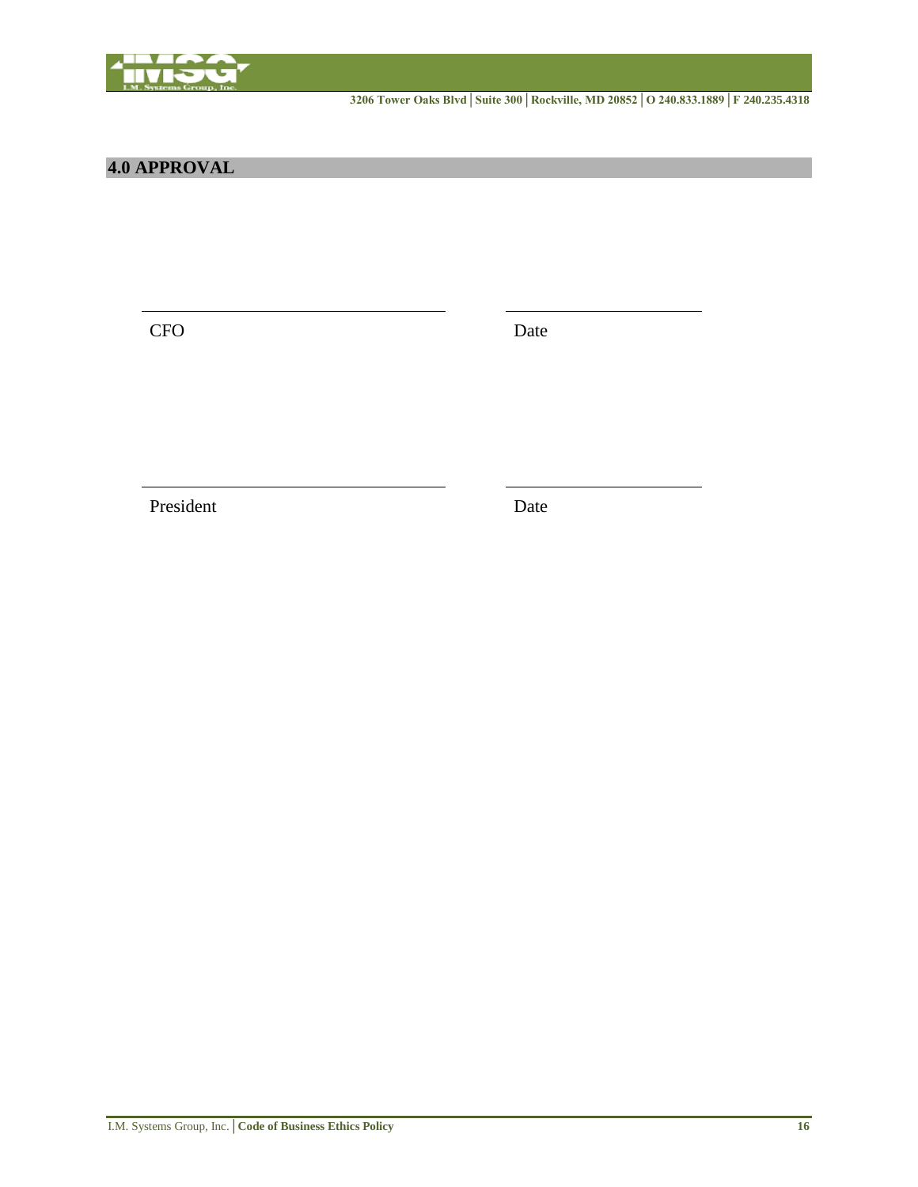## 4.0 APPROVAL

\_\_\_\_\_\_\_\_\_\_\_\_\_\_\_\_\_\_\_\_\_\_\_\_\_\_\_\_\_\_ \_\_\_\_\_\_\_\_\_\_\_\_\_\_\_\_\_\_\_\_

CFO Date

\_\_\_\_\_\_\_\_\_\_\_\_\_\_\_\_\_\_\_\_\_\_\_\_\_\_\_\_\_\_ \_\_\_\_\_\_\_\_\_\_\_\_\_\_\_\_\_\_\_\_

President Date